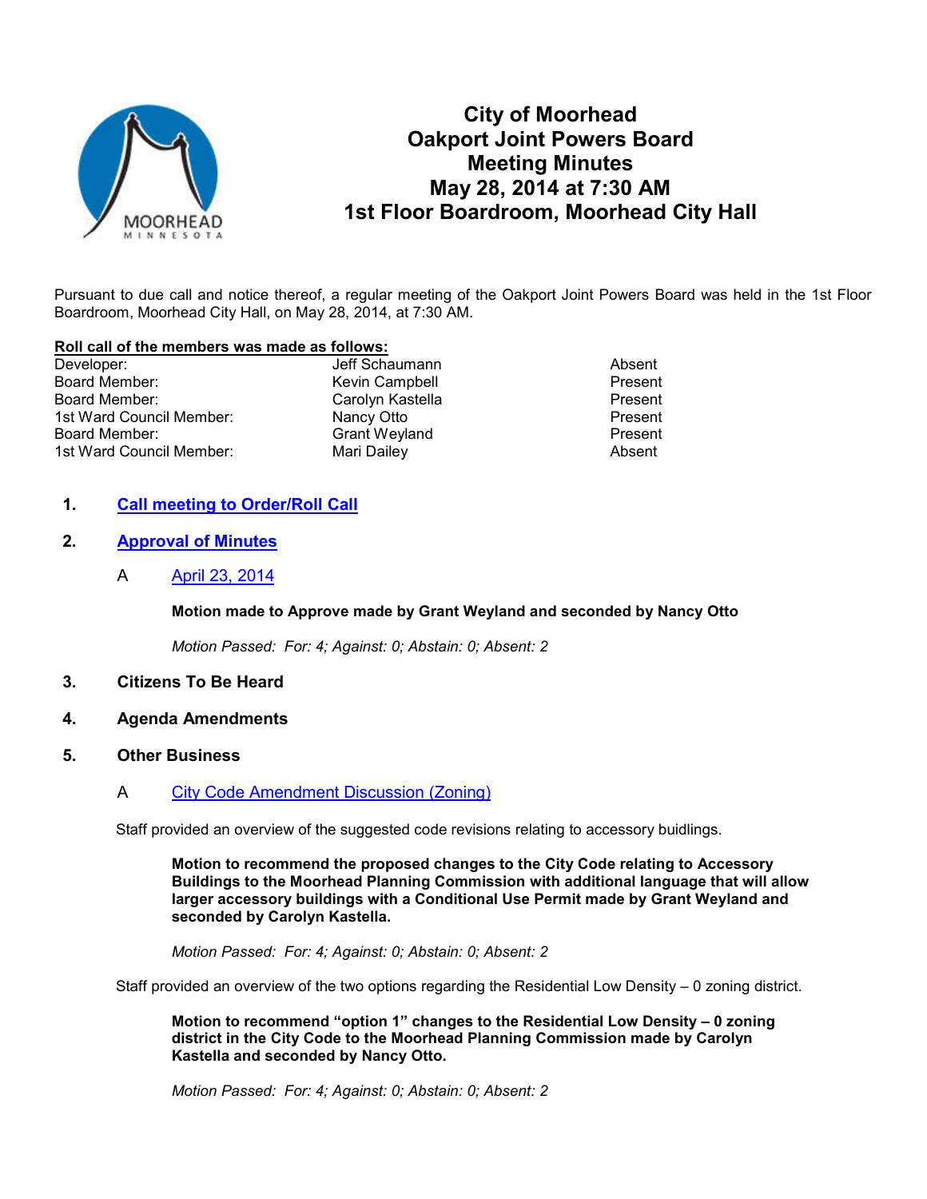# City of Moorhead
# Oakport Joint Powers Board
# Meeting Minutes
# May 28, 2014 at 7:30 AM
# 1st Floor Boardroom, Moorhead City Hall

Pursuant to due call and notice thereof, a regular meeting of the Oakport Joint Powers Board was held in the 1st Floor Boardroom, Moorhead City Hall, on May 28, 2014, at 7:30 AM.

**Roll call of the members was made as follows:**

| | | |
|---|---|---|
| Developer: | Jeff Schaumann | Absent |
| Board Member: | Kevin Campbell | Present |
| Board Member: | Carolyn Kastella | Present |
| 1st Ward Council Member: | Nancy Otto | Present |
| Board Member: | Grant Weyland | Present |
| 1st Ward Council Member: | Mari Dailey | Absent |

1. **Call meeting to Order/Roll Call**

2. **Approval of Minutes**

   A April 23, 2014

   **Motion made to Approve made by Grant Weyland and seconded by Nancy Otto**

   *Motion Passed: For: 4; Against: 0; Abstain: 0; Absent: 2*

3. **Citizens To Be Heard**

4. **Agenda Amendments**

5. **Other Business**

   A City Code Amendment Discussion (Zoning)

Staff provided an overview of the suggested code revisions relating to accessory buidlings.

**Motion to recommend the proposed changes to the City Code relating to Accessory Buildings to the Moorhead Planning Commission with additional language that will allow larger accessory buildings with a Conditional Use Permit made by Grant Weyland and seconded by Carolyn Kastella.**

*Motion Passed: For: 4; Against: 0; Abstain: 0; Absent: 2*

Staff provided an overview of the two options regarding the Residential Low Density – 0 zoning district.

**Motion to recommend "option 1" changes to the Residential Low Density – 0 zoning district in the City Code to the Moorhead Planning Commission made by Carolyn Kastella and seconded by Nancy Otto.**

*Motion Passed: For: 4; Against: 0; Abstain: 0; Absent: 2*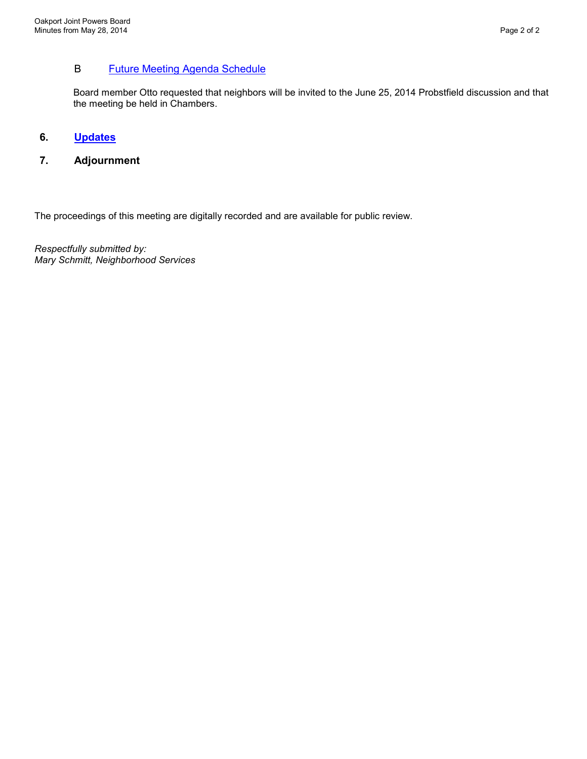B Future Meeting Agenda Schedule

Board member Otto requested that neighbors will be invited to the June 25, 2014 Probstfield discussion and that the meeting be held in Chambers.

## 6. Updates

## 7. Adjournment

The proceedings of this meeting are digitally recorded and are available for public review.

*Respectfully submitted by:*
*Mary Schmitt, Neighborhood Services*